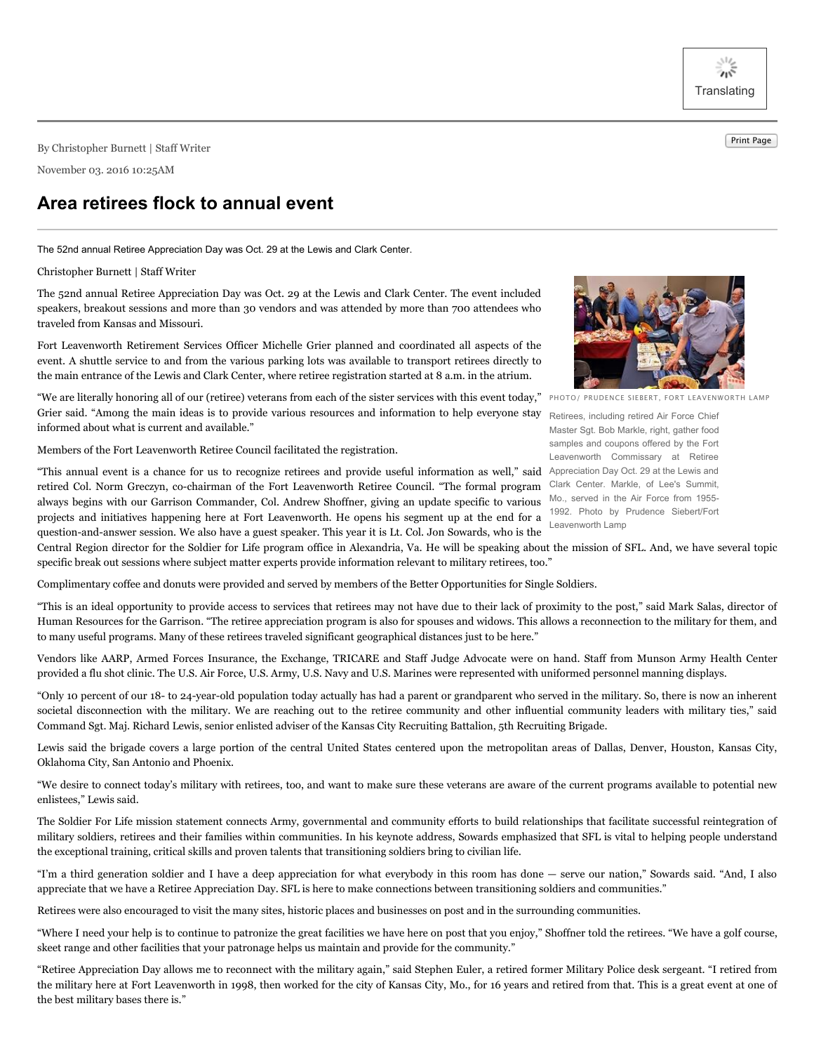By Christopher Burnett | Staff Writer

November 03. 2016 10:25AM

# Area retirees flock to annual event

The 52nd annual Retiree Appreciation Day was Oct. 29 at the Lewis and Clark Center.

Christopher Burnett | Staff Writer

The 52nd annual Retiree Appreciation Day was Oct. 29 at the Lewis and Clark Center. The event included speakers, breakout sessions and more than 30 vendors and was attended by more than 700 attendees who traveled from Kansas and Missouri.

Fort Leavenworth Retirement Services Officer Michelle Grier planned and coordinated all aspects of the event. A shuttle service to and from the various parking lots was available to transport retirees directly to the main entrance of the Lewis and Clark Center, where retiree registration started at 8 a.m. in the atrium.

PHOTO/ PRUDENCE SIEBERT, FORT LEAVENWORTH LAMP

Retirees, including retired Air Force Chief Master Sgt. Bob Markle, right, gather food samples and coupons offered by the Fort Leavenworth Commissary at Retiree Appreciation Day Oct. 29 at the Lewis and Clark Center. Markle, of Lee's Summit, Mo., served in the Air Force from 1955-1992. Photo by Prudence Siebert/Fort Leavenworth Lamp

"We are literally honoring all of our (retiree) veterans from each of the sister services with this event today," Grier said. "Among the main ideas is to provide various resources and information to help everyone stay informed about what is current and available."

Members of the Fort Leavenworth Retiree Council facilitated the registration.

"This annual event is a chance for us to recognize retirees and provide useful information as well," said retired Col. Norm Greczyn, co-chairman of the Fort Leavenworth Retiree Council. "The formal program always begins with our Garrison Commander, Col. Andrew Shoffner, giving an update specific to various projects and initiatives happening here at Fort Leavenworth. He opens his segment up at the end for a question-and-answer session. We also have a guest speaker. This year it is Lt. Col. Jon Sowards, who is the Central Region director for the Soldier for Life program office in Alexandria, Va. He will be speaking about the mission of SFL. And, we have several topic specific break out sessions where subject matter experts provide information relevant to military retirees, too."

Complimentary coffee and donuts were provided and served by members of the Better Opportunities for Single Soldiers.

"This is an ideal opportunity to provide access to services that retirees may not have due to their lack of proximity to the post," said Mark Salas, director of Human Resources for the Garrison. "The retiree appreciation program is also for spouses and widows. This allows a reconnection to the military for them, and to many useful programs. Many of these retirees traveled significant geographical distances just to be here."

Vendors like AARP, Armed Forces Insurance, the Exchange, TRICARE and Staff Judge Advocate were on hand. Staff from Munson Army Health Center provided a flu shot clinic. The U.S. Air Force, U.S. Army, U.S. Navy and U.S. Marines were represented with uniformed personnel manning displays.

"Only 10 percent of our 18- to 24-year-old population today actually has had a parent or grandparent who served in the military. So, there is now an inherent societal disconnection with the military. We are reaching out to the retiree community and other influential community leaders with military ties," said Command Sgt. Maj. Richard Lewis, senior enlisted adviser of the Kansas City Recruiting Battalion, 5th Recruiting Brigade.

Lewis said the brigade covers a large portion of the central United States centered upon the metropolitan areas of Dallas, Denver, Houston, Kansas City, Oklahoma City, San Antonio and Phoenix.

"We desire to connect today's military with retirees, too, and want to make sure these veterans are aware of the current programs available to potential new enlistees," Lewis said.

The Soldier For Life mission statement connects Army, governmental and community efforts to build relationships that facilitate successful reintegration of military soldiers, retirees and their families within communities. In his keynote address, Sowards emphasized that SFL is vital to helping people understand the exceptional training, critical skills and proven talents that transitioning soldiers bring to civilian life.

"I'm a third generation soldier and I have a deep appreciation for what everybody in this room has done — serve our nation," Sowards said. "And, I also appreciate that we have a Retiree Appreciation Day. SFL is here to make connections between transitioning soldiers and communities."

Retirees were also encouraged to visit the many sites, historic places and businesses on post and in the surrounding communities.

"Where I need your help is to continue to patronize the great facilities we have here on post that you enjoy," Shoffner told the retirees. "We have a golf course, skeet range and other facilities that your patronage helps us maintain and provide for the community."

"Retiree Appreciation Day allows me to reconnect with the military again," said Stephen Euler, a retired former Military Police desk sergeant. "I retired from the military here at Fort Leavenworth in 1998, then worked for the city of Kansas City, Mo., for 16 years and retired from that. This is a great event at one of the best military bases there is."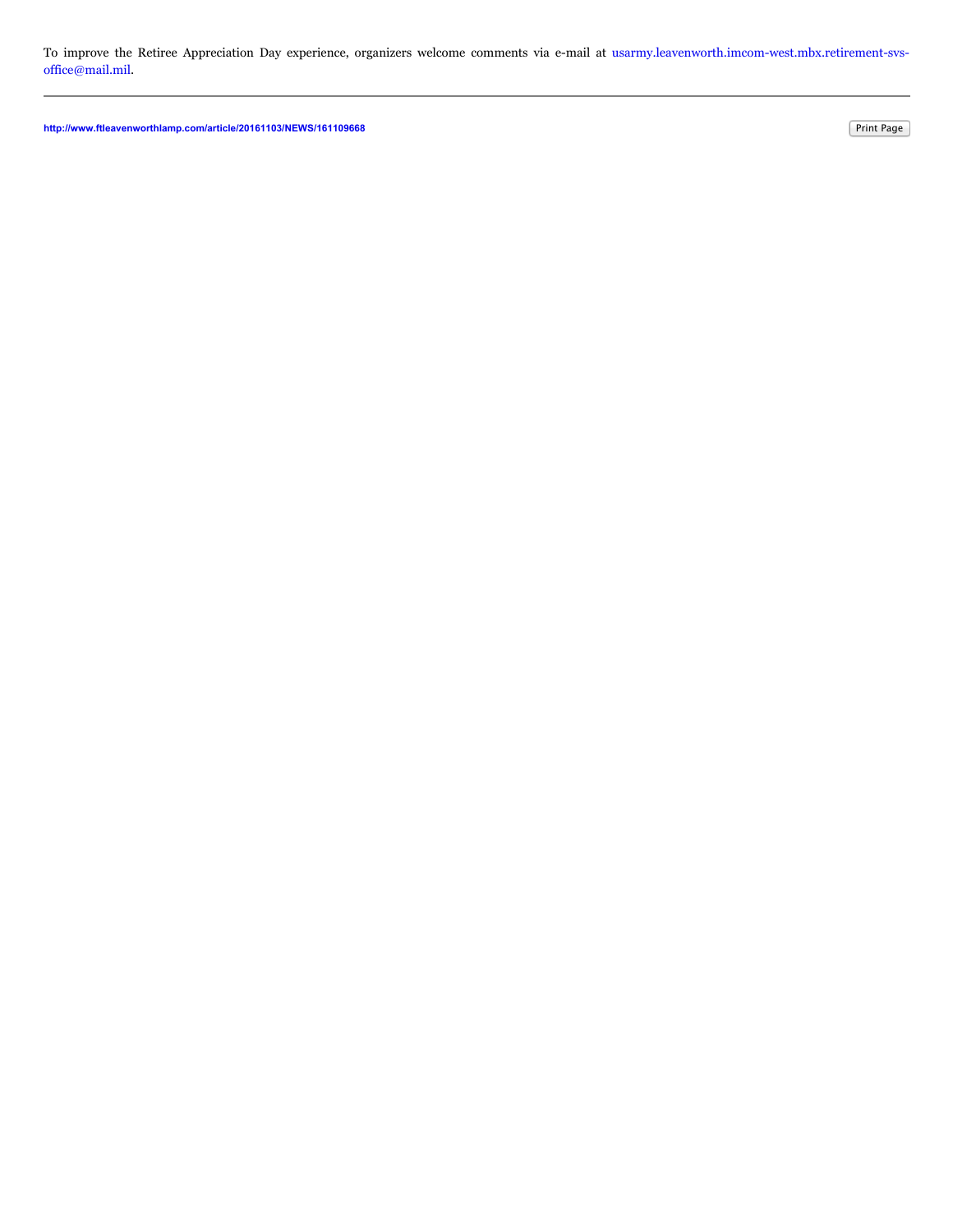To improve the Retiree Appreciation Day experience, organizers welcome comments via e-mail at usarmy.leavenworth.imcom-west.mbx.retirement-svs-office@mail.mil.

---

http://www.ftleavenworthlamp.com/article/20161103/NEWS/161109668